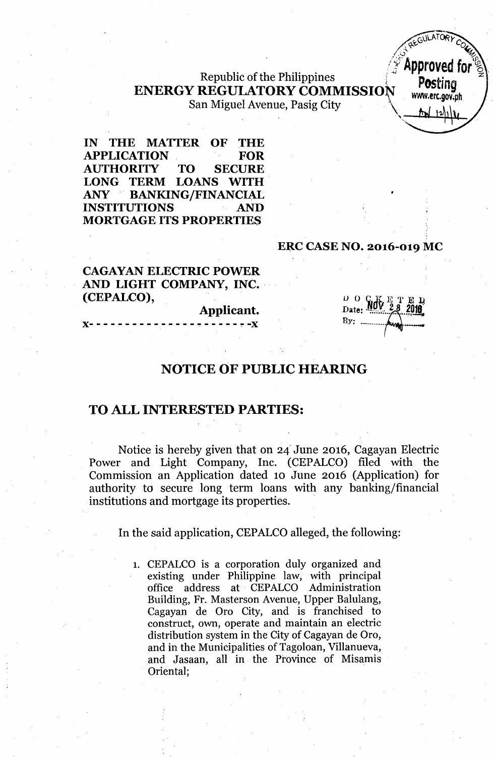Republic of the Philippines
**ENERGY REGULATORY COMMISSION**
San Miguel Avenue, Pasig City

Approved for Posting
www.erc.gov.ph

**IN THE MATTER OF THE APPLICATION FOR AUTHORITY TO SECURE LONG TERM LOANS WITH ANY BANKING/FINANCIAL INSTITUTIONS AND MORTGAGE ITS PROPERTIES**

**ERC CASE NO. 2016-019 MC**

**CAGAYAN ELECTRIC POWER AND LIGHT COMPANY, INC. (CEPALCO),**
**Applicant.**

x- - - - - - - - - - - - - - - - - - - - - - -x

DOCKETED
Date: NOV 28 2016
By:

## NOTICE OF PUBLIC HEARING

## TO ALL INTERESTED PARTIES:

Notice is hereby given that on 24 June 2016, Cagayan Electric Power and Light Company, Inc. (CEPALCO) filed with the Commission an Application dated 10 June 2016 (Application) for authority to secure long term loans with any banking/financial institutions and mortgage its properties.

In the said application, CEPALCO alleged, the following:

1. CEPALCO is a corporation duly organized and existing under Philippine law, with principal office address at CEPALCO Administration Building, Fr. Masterson Avenue, Upper Balulang, Cagayan de Oro City, and is franchised to construct, own, operate and maintain an electric distribution system in the City of Cagayan de Oro, and in the Municipalities of Tagoloan, Villanueva, and Jasaan, all in the Province of Misamis Oriental;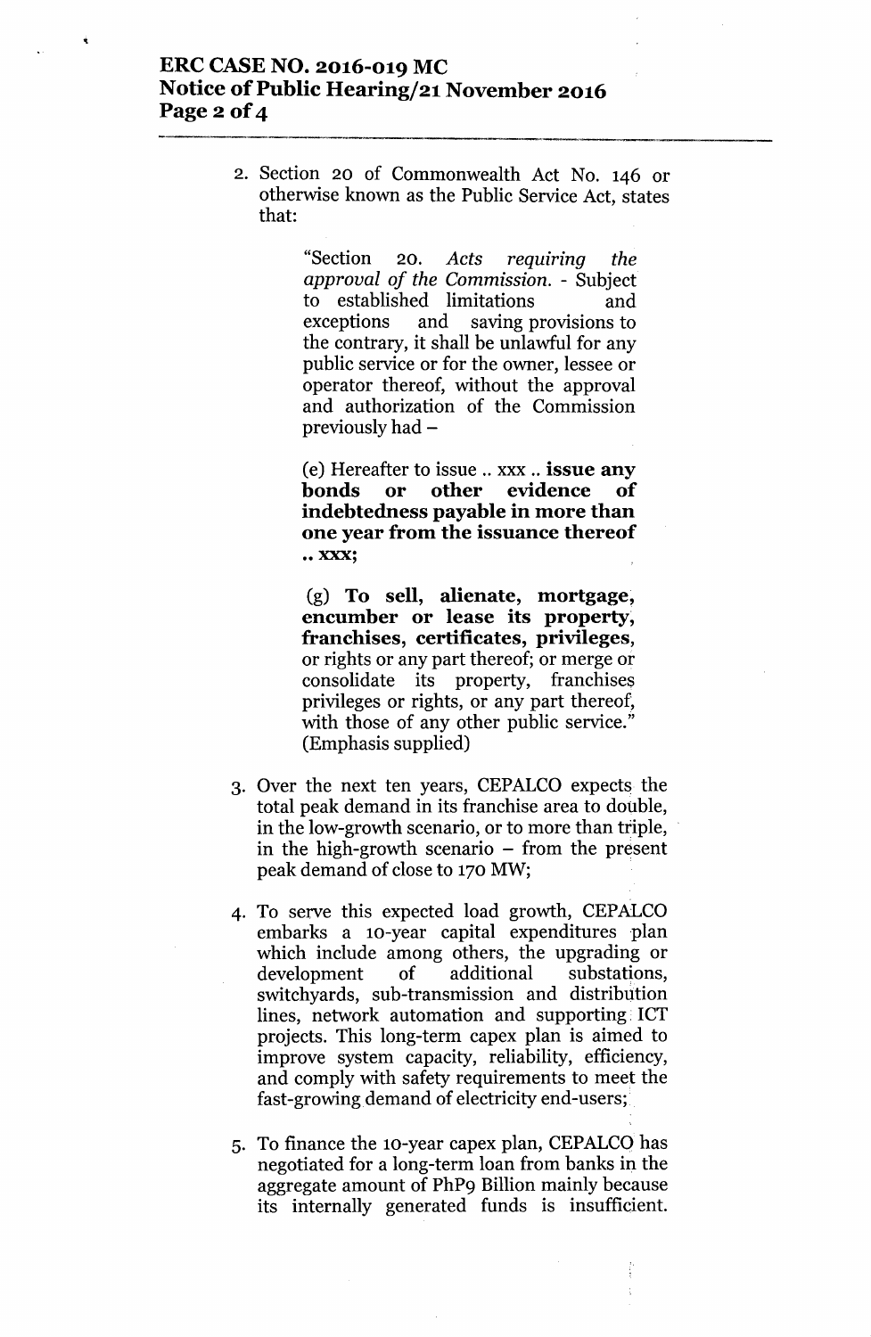2. Section 20 of Commonwealth Act No. 146 or otherwise known as the Public Service Act, states that:

   > "Section 20. *Acts requiring the approval of the Commission.* - Subject to established limitations and exceptions and saving provisions to the contrary, it shall be unlawful for any public service or for the owner, lessee or operator thereof, without the approval and authorization of the Commission previously had –
   >
   > (e) Hereafter to issue .. xxx .. **issue any bonds or other evidence of indebtedness payable in more than one year from the issuance thereof .. xxx;**
   >
   > (g) **To sell, alienate, mortgage, encumber or lease its property, franchises, certificates, privileges,** or rights or any part thereof; or merge or consolidate its property, franchises privileges or rights, or any part thereof, with those of any other public service." (Emphasis supplied)

3. Over the next ten years, CEPALCO expects the total peak demand in its franchise area to double, in the low-growth scenario, or to more than triple, in the high-growth scenario – from the present peak demand of close to 170 MW;

4. To serve this expected load growth, CEPALCO embarks a 10-year capital expenditures plan which include among others, the upgrading or development of additional substations, switchyards, sub-transmission and distribution lines, network automation and supporting ICT projects. This long-term capex plan is aimed to improve system capacity, reliability, efficiency, and comply with safety requirements to meet the fast-growing demand of electricity end-users;

5. To finance the 10-year capex plan, CEPALCO has negotiated for a long-term loan from banks in the aggregate amount of PhP9 Billion mainly because its internally generated funds is insufficient.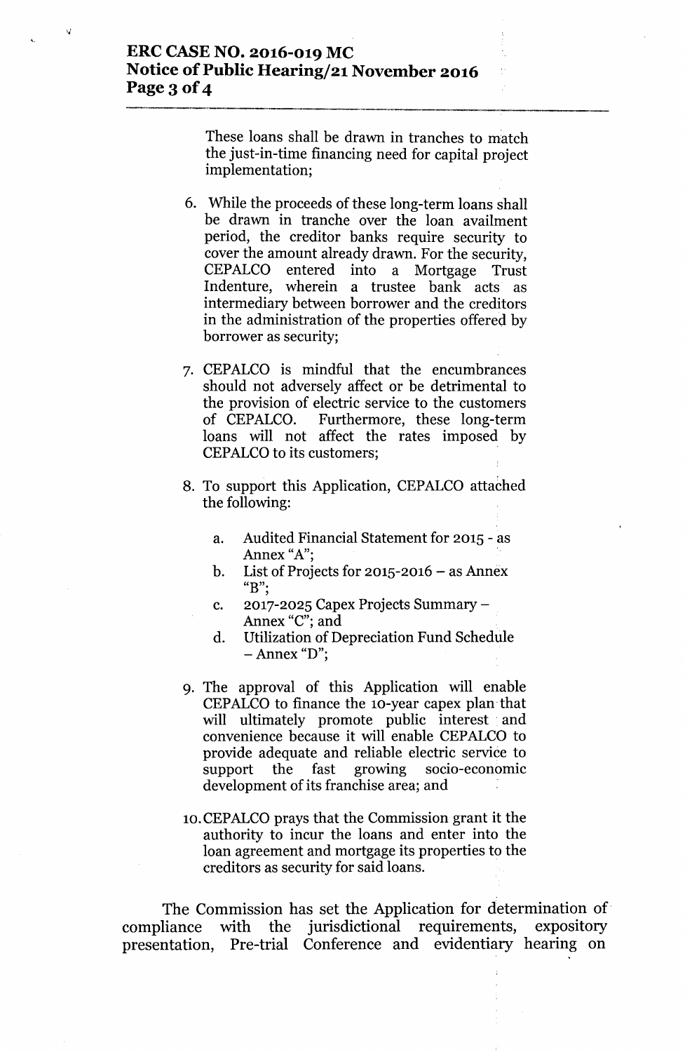These loans shall be drawn in tranches to match the just-in-time financing need for capital project implementation;

6. While the proceeds of these long-term loans shall be drawn in tranche over the loan availment period, the creditor banks require security to cover the amount already drawn. For the security, CEPALCO entered into a Mortgage Trust Indenture, wherein a trustee bank acts as intermediary between borrower and the creditors in the administration of the properties offered by borrower as security;

7. CEPALCO is mindful that the encumbrances should not adversely affect or be detrimental to the provision of electric service to the customers of CEPALCO. Furthermore, these long-term loans will not affect the rates imposed by CEPALCO to its customers;

8. To support this Application, CEPALCO attached the following:

   a. Audited Financial Statement for 2015 - as Annex "A";
   b. List of Projects for 2015-2016 – as Annex "B";
   c. 2017-2025 Capex Projects Summary – Annex "C"; and
   d. Utilization of Depreciation Fund Schedule – Annex "D";

9. The approval of this Application will enable CEPALCO to finance the 10-year capex plan that will ultimately promote public interest and convenience because it will enable CEPALCO to provide adequate and reliable electric service to support the fast growing socio-economic development of its franchise area; and

10. CEPALCO prays that the Commission grant it the authority to incur the loans and enter into the loan agreement and mortgage its properties to the creditors as security for said loans.

The Commission has set the Application for determination of compliance with the jurisdictional requirements, expository presentation, Pre-trial Conference and evidentiary hearing on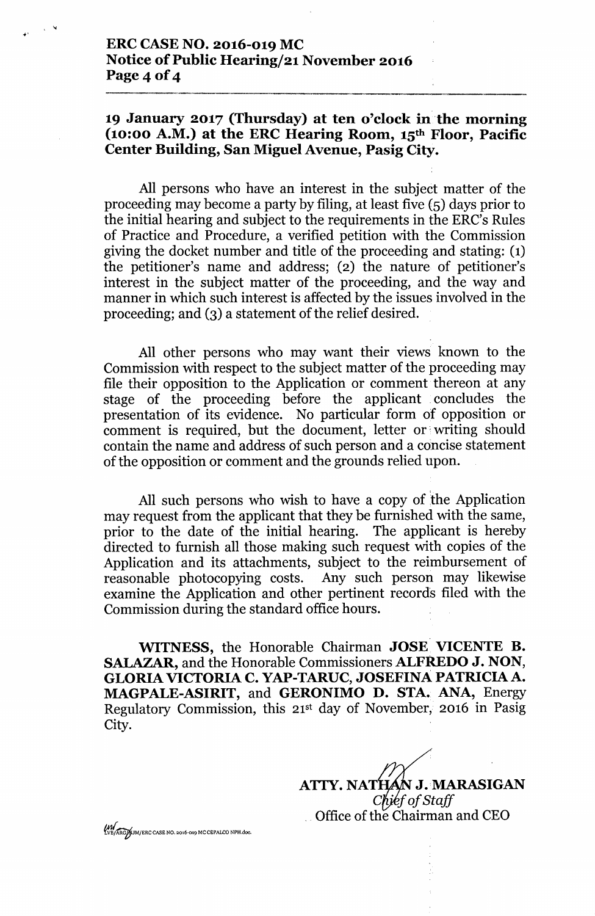**19 January 2017 (Thursday) at ten o'clock in the morning (10:00 A.M.) at the ERC Hearing Room, 15th Floor, Pacific Center Building, San Miguel Avenue, Pasig City.**

All persons who have an interest in the subject matter of the proceeding may become a party by filing, at least five (5) days prior to the initial hearing and subject to the requirements in the ERC's Rules of Practice and Procedure, a verified petition with the Commission giving the docket number and title of the proceeding and stating: (1) the petitioner's name and address; (2) the nature of petitioner's interest in the subject matter of the proceeding, and the way and manner in which such interest is affected by the issues involved in the proceeding; and (3) a statement of the relief desired.

All other persons who may want their views known to the Commission with respect to the subject matter of the proceeding may file their opposition to the Application or comment thereon at any stage of the proceeding before the applicant concludes the presentation of its evidence. No particular form of opposition or comment is required, but the document, letter or writing should contain the name and address of such person and a concise statement of the opposition or comment and the grounds relied upon.

All such persons who wish to have a copy of the Application may request from the applicant that they be furnished with the same, prior to the date of the initial hearing. The applicant is hereby directed to furnish all those making such request with copies of the Application and its attachments, subject to the reimbursement of reasonable photocopying costs. Any such person may likewise examine the Application and other pertinent records filed with the Commission during the standard office hours.

**WITNESS**, the Honorable Chairman **JOSE VICENTE B. SALAZAR**, and the Honorable Commissioners **ALFREDO J. NON**, **GLORIA VICTORIA C. YAP-TARUC**, **JOSEFINA PATRICIA A. MAGPALE-ASIRIT**, and **GERONIMO D. STA. ANA**, Energy Regulatory Commission, this 21st day of November, 2016 in Pasig City.

**ATTY. NATHAN J. MARASIGAN**
*Chief of Staff*
Office of the Chairman and CEO

LVB/ARG/NJM/ERC CASE NO. 2016-019 MC CEPALCO NPH.doc.